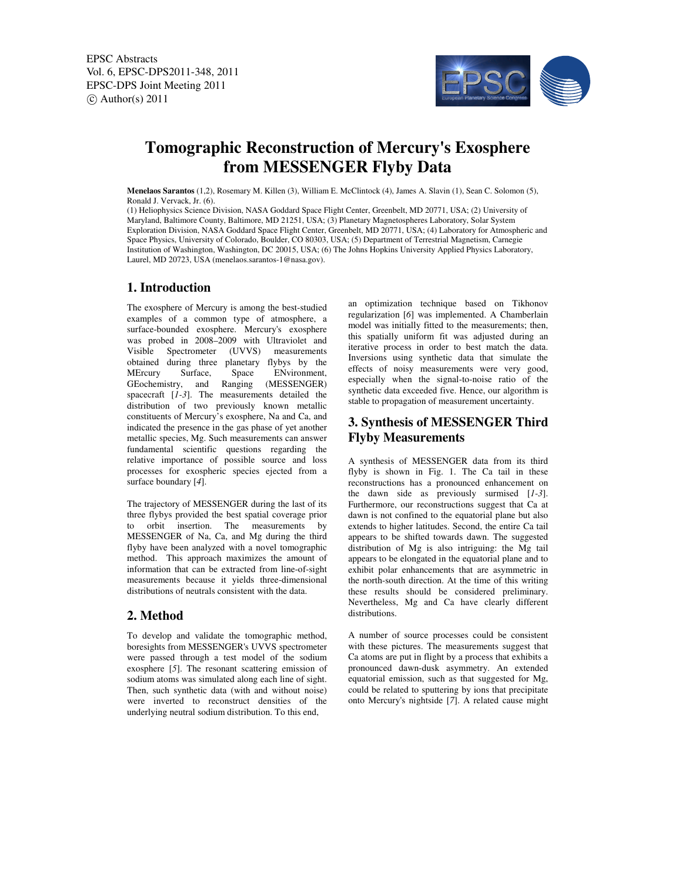# Tomographic Reconstruction of Mercury's Exosphere from MESSENGER Flyby Data

**Menelaos Sarantos** (1,2), Rosemary M. Killen (3), William E. McClintock (4), James A. Slavin (1), Sean C. Solomon (5), Ronald J. Vervack, Jr. (6).

(1) Heliophysics Science Division, NASA Goddard Space Flight Center, Greenbelt, MD 20771, USA; (2) University of Maryland, Baltimore County, Baltimore, MD 21251, USA; (3) Planetary Magnetospheres Laboratory, Solar System Exploration Division, NASA Goddard Space Flight Center, Greenbelt, MD 20771, USA; (4) Laboratory for Atmospheric and Space Physics, University of Colorado, Boulder, CO 80303, USA; (5) Department of Terrestrial Magnetism, Carnegie Institution of Washington, Washington, DC 20015, USA; (6) The Johns Hopkins University Applied Physics Laboratory, Laurel, MD 20723, USA (menelaos.sarantos-1@nasa.gov).

## 1. Introduction

The exosphere of Mercury is among the best-studied examples of a common type of atmosphere, a surface-bounded exosphere. Mercury's exosphere was probed in 2008–2009 with Ultraviolet and Visible Spectrometer (UVVS) measurements obtained during three planetary flybys by the MErcury Surface, Space ENvironment, GEochemistry, and Ranging (MESSENGER) spacecraft [*1-3*]. The measurements detailed the distribution of two previously known metallic constituents of Mercury's exosphere, Na and Ca, and indicated the presence in the gas phase of yet another metallic species, Mg. Such measurements can answer fundamental scientific questions regarding the relative importance of possible source and loss processes for exospheric species ejected from a surface boundary [*4*].

The trajectory of MESSENGER during the last of its three flybys provided the best spatial coverage prior to orbit insertion. The measurements by MESSENGER of Na, Ca, and Mg during the third flyby have been analyzed with a novel tomographic method. This approach maximizes the amount of information that can be extracted from line-of-sight measurements because it yields three-dimensional distributions of neutrals consistent with the data.

## 2. Method

To develop and validate the tomographic method, boresights from MESSENGER's UVVS spectrometer were passed through a test model of the sodium exosphere [*5*]. The resonant scattering emission of sodium atoms was simulated along each line of sight. Then, such synthetic data (with and without noise) were inverted to reconstruct densities of the underlying neutral sodium distribution. To this end, an optimization technique based on Tikhonov regularization [*6*] was implemented. A Chamberlain model was initially fitted to the measurements; then, this spatially uniform fit was adjusted during an iterative process in order to best match the data. Inversions using synthetic data that simulate the effects of noisy measurements were very good, especially when the signal-to-noise ratio of the synthetic data exceeded five. Hence, our algorithm is stable to propagation of measurement uncertainty.

## 3. Synthesis of MESSENGER Third Flyby Measurements

A synthesis of MESSENGER data from its third flyby is shown in Fig. 1. The Ca tail in these reconstructions has a pronounced enhancement on the dawn side as previously surmised [*1-3*]. Furthermore, our reconstructions suggest that Ca at dawn is not confined to the equatorial plane but also extends to higher latitudes. Second, the entire Ca tail appears to be shifted towards dawn. The suggested distribution of Mg is also intriguing: the Mg tail appears to be elongated in the equatorial plane and to exhibit polar enhancements that are asymmetric in the north-south direction. At the time of this writing these results should be considered preliminary. Nevertheless, Mg and Ca have clearly different distributions.

A number of source processes could be consistent with these pictures. The measurements suggest that Ca atoms are put in flight by a process that exhibits a pronounced dawn-dusk asymmetry. An extended equatorial emission, such as that suggested for Mg, could be related to sputtering by ions that precipitate onto Mercury's nightside [*7*]. A related cause might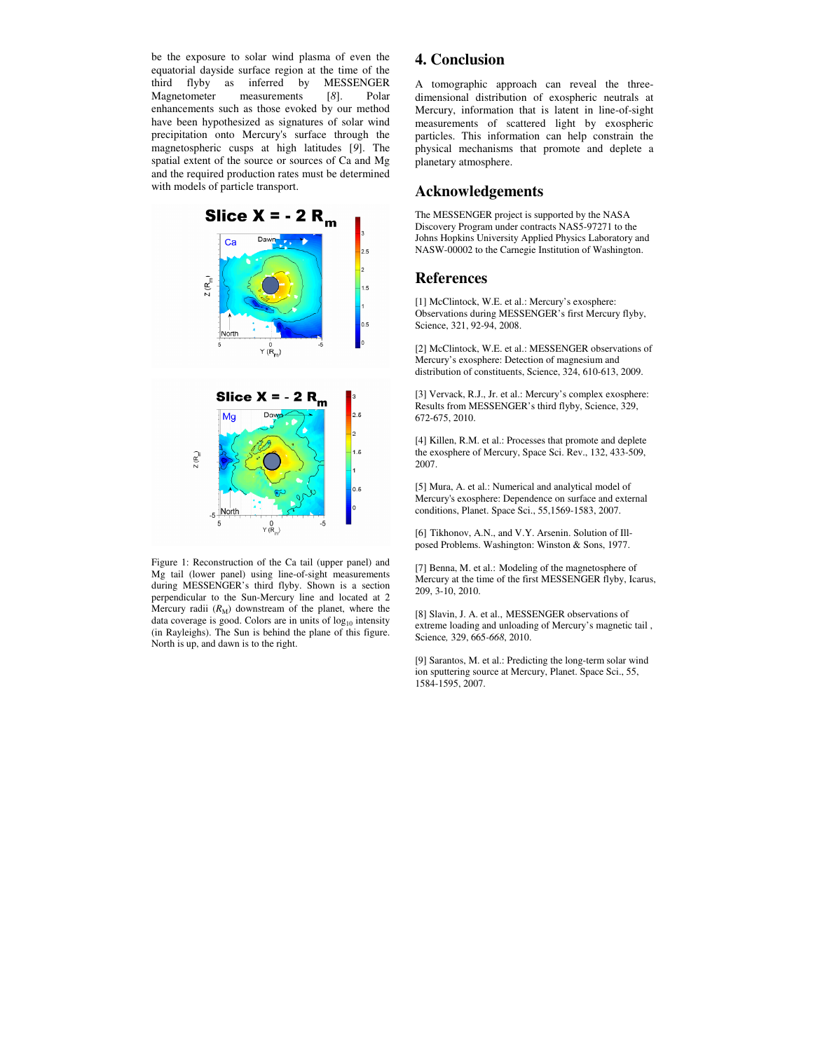be the exposure to solar wind plasma of even the equatorial dayside surface region at the time of the third flyby as inferred by MESSENGER Magnetometer measurements [*8*]. Polar enhancements such as those evoked by our method have been hypothesized as signatures of solar wind precipitation onto Mercury's surface through the magnetospheric cusps at high latitudes [*9*]. The spatial extent of the source or sources of Ca and Mg and the required production rates must be determined with models of particle transport.

Slice X = - 2 $R_m$

Ca

Dawn

North

Z ($R_m$)

Y ($R_m$)

5

0

-5

3

2.5

2

1.5

1

0.5

0

Slice X = - 2 $R_m$

Mg

Dawn

North

Z ($R_m$)

Y ($R_m$)

-5

5

0

-5

3

2.6

2

1.6

1

0.6

0

Figure 1: Reconstruction of the Ca tail (upper panel) and Mg tail (lower panel) using line-of-sight measurements during MESSENGER's third flyby. Shown is a section perpendicular to the Sun-Mercury line and located at 2 Mercury radii ($R_M$) downstream of the planet, where the data coverage is good. Colors are in units of $\log_{10}$ intensity (in Rayleighs). The Sun is behind the plane of this figure. North is up, and dawn is to the right.

## 4. Conclusion

A tomographic approach can reveal the three-dimensional distribution of exospheric neutrals at Mercury, information that is latent in line-of-sight measurements of scattered light by exospheric particles. This information can help constrain the physical mechanisms that promote and deplete a planetary atmosphere.

## Acknowledgements

The MESSENGER project is supported by the NASA Discovery Program under contracts NAS5-97271 to the Johns Hopkins University Applied Physics Laboratory and NASW-00002 to the Carnegie Institution of Washington.

## References

[1] McClintock, W.E. et al.: Mercury's exosphere: Observations during MESSENGER's first Mercury flyby, Science, 321, 92-94, 2008.

[2] McClintock, W.E. et al.: MESSENGER observations of Mercury's exosphere: Detection of magnesium and distribution of constituents, Science, 324, 610-613, 2009.

[3] Vervack, R.J., Jr. et al.: Mercury's complex exosphere: Results from MESSENGER's third flyby, Science, 329, 672-675, 2010.

[4] Killen, R.M. et al.: Processes that promote and deplete the exosphere of Mercury, Space Sci. Rev., 132, 433-509, 2007.

[5] Mura, A. et al.: Numerical and analytical model of Mercury's exosphere: Dependence on surface and external conditions, Planet. Space Sci., 55,1569-1583, 2007.

[6] Tikhonov, A.N., and V.Y. Arsenin. Solution of Ill-posed Problems. Washington: Winston & Sons, 1977.

[7] Benna, M. et al.: Modeling of the magnetosphere of Mercury at the time of the first MESSENGER flyby, Icarus, 209, 3-10, 2010.

[8] Slavin, J. A. et al., MESSENGER observations of extreme loading and unloading of Mercury's magnetic tail , Science*,* 329, 665-*668*, 2010.

[9] Sarantos, M. et al.: Predicting the long-term solar wind ion sputtering source at Mercury, Planet. Space Sci., 55, 1584-1595, 2007.